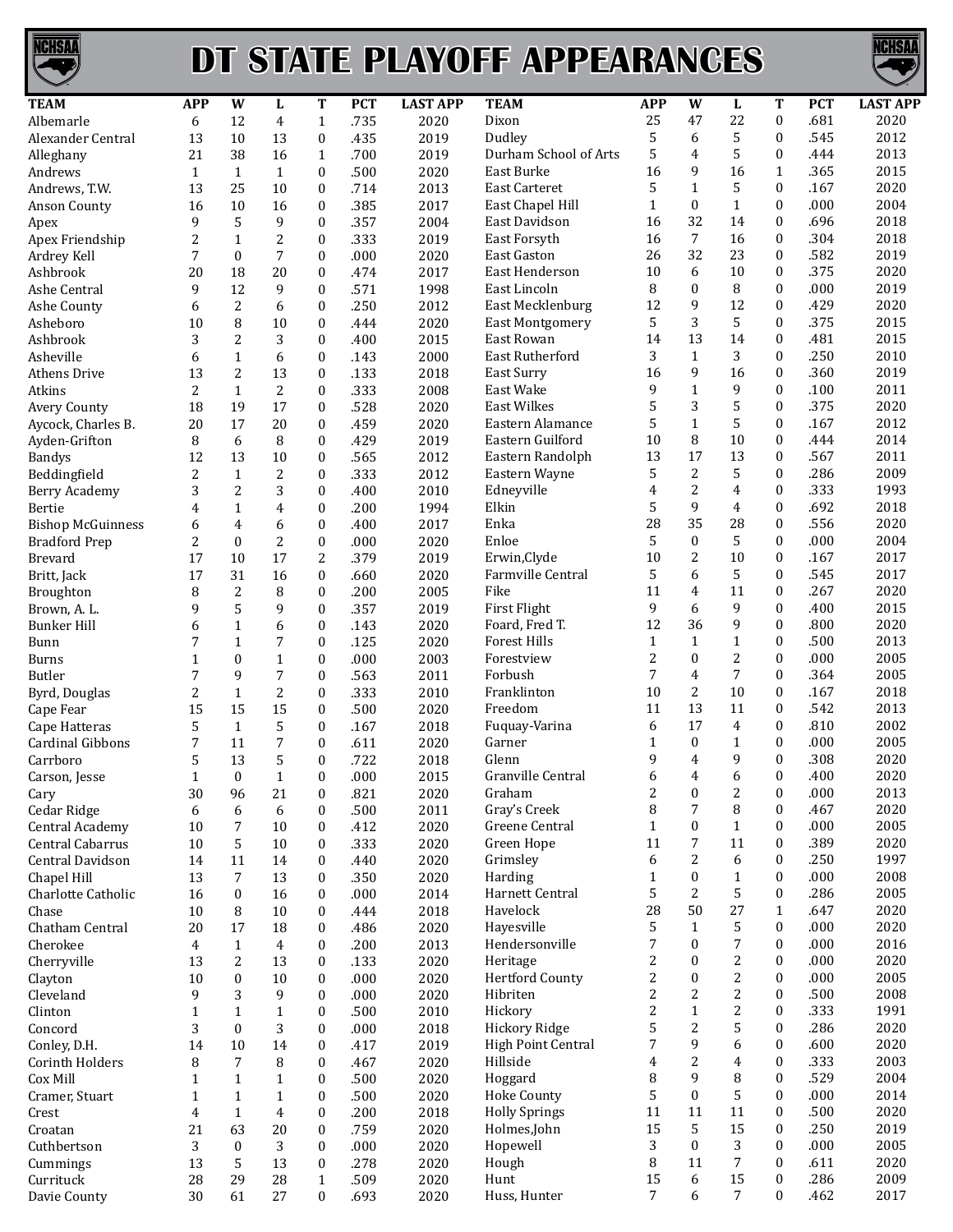# DT STATE PLAYOFF APPEARANCES

| TEAM | APP | W | L | T | PCT | LAST APP |
|---|---|---|---|---|---|---|
| Albemarle | 6 | 12 | 4 | 1 | .735 | 2020 |
| Alexander Central | 13 | 10 | 13 | 0 | .435 | 2019 |
| Alleghany | 21 | 38 | 16 | 1 | .700 | 2019 |
| Andrews | 1 | 1 | 1 | 0 | .500 | 2020 |
| Andrews, T.W. | 13 | 25 | 10 | 0 | .714 | 2013 |
| Anson County | 16 | 10 | 16 | 0 | .385 | 2017 |
| Apex | 9 | 5 | 9 | 0 | .357 | 2004 |
| Apex Friendship | 2 | 1 | 2 | 0 | .333 | 2019 |
| Ardrey Kell | 7 | 0 | 7 | 0 | .000 | 2020 |
| Ashbrook | 20 | 18 | 20 | 0 | .474 | 2017 |
| Ashe Central | 9 | 12 | 9 | 0 | .571 | 1998 |
| Ashe County | 6 | 2 | 6 | 0 | .250 | 2012 |
| Asheboro | 10 | 8 | 10 | 0 | .444 | 2020 |
| Ashbrook | 3 | 2 | 3 | 0 | .400 | 2015 |
| Asheville | 6 | 1 | 6 | 0 | .143 | 2000 |
| Athens Drive | 13 | 2 | 13 | 0 | .133 | 2018 |
| Atkins | 2 | 1 | 2 | 0 | .333 | 2008 |
| Avery County | 18 | 19 | 17 | 0 | .528 | 2020 |
| Aycock, Charles B. | 20 | 17 | 20 | 0 | .459 | 2020 |
| Ayden-Grifton | 8 | 6 | 8 | 0 | .429 | 2019 |
| Bandys | 12 | 13 | 10 | 0 | .565 | 2012 |
| Beddingfield | 2 | 1 | 2 | 0 | .333 | 2012 |
| Berry Academy | 3 | 2 | 3 | 0 | .400 | 2010 |
| Bertie | 4 | 1 | 4 | 0 | .200 | 1994 |
| Bishop McGuinness | 6 | 4 | 6 | 0 | .400 | 2017 |
| Bradford Prep | 2 | 0 | 2 | 0 | .000 | 2020 |
| Brevard | 17 | 10 | 17 | 2 | .379 | 2019 |
| Britt, Jack | 17 | 31 | 16 | 0 | .660 | 2020 |
| Broughton | 8 | 2 | 8 | 0 | .200 | 2005 |
| Brown, A. L. | 9 | 5 | 9 | 0 | .357 | 2019 |
| Bunker Hill | 6 | 1 | 6 | 0 | .143 | 2020 |
| Bunn | 7 | 1 | 7 | 0 | .125 | 2020 |
| Burns | 1 | 0 | 1 | 0 | .000 | 2003 |
| Butler | 7 | 9 | 7 | 0 | .563 | 2011 |
| Byrd, Douglas | 2 | 1 | 2 | 0 | .333 | 2010 |
| Cape Fear | 15 | 15 | 15 | 0 | .500 | 2020 |
| Cape Hatteras | 5 | 1 | 5 | 0 | .167 | 2018 |
| Cardinal Gibbons | 7 | 11 | 7 | 0 | .611 | 2020 |
| Carrboro | 5 | 13 | 5 | 0 | .722 | 2018 |
| Carson, Jesse | 1 | 0 | 1 | 0 | .000 | 2015 |
| Cary | 30 | 96 | 21 | 0 | .821 | 2020 |
| Cedar Ridge | 6 | 6 | 6 | 0 | .500 | 2011 |
| Central Academy | 10 | 7 | 10 | 0 | .412 | 2020 |
| Central Cabarrus | 10 | 5 | 10 | 0 | .333 | 2020 |
| Central Davidson | 14 | 11 | 14 | 0 | .440 | 2020 |
| Chapel Hill | 13 | 7 | 13 | 0 | .350 | 2020 |
| Charlotte Catholic | 16 | 0 | 16 | 0 | .000 | 2014 |
| Chase | 10 | 8 | 10 | 0 | .444 | 2018 |
| Chatham Central | 20 | 17 | 18 | 0 | .486 | 2020 |
| Cherokee | 4 | 1 | 4 | 0 | .200 | 2013 |
| Cherryville | 13 | 2 | 13 | 0 | .133 | 2020 |
| Clayton | 10 | 0 | 10 | 0 | .000 | 2020 |
| Cleveland | 9 | 3 | 9 | 0 | .000 | 2020 |
| Clinton | 1 | 1 | 1 | 0 | .500 | 2010 |
| Concord | 3 | 0 | 3 | 0 | .000 | 2018 |
| Conley, D.H. | 14 | 10 | 14 | 0 | .417 | 2019 |
| Corinth Holders | 8 | 7 | 8 | 0 | .467 | 2020 |
| Cox Mill | 1 | 1 | 1 | 0 | .500 | 2020 |
| Cramer, Stuart | 1 | 1 | 1 | 0 | .500 | 2020 |
| Crest | 4 | 1 | 4 | 0 | .200 | 2018 |
| Croatan | 21 | 63 | 20 | 0 | .759 | 2020 |
| Cuthbertson | 3 | 0 | 3 | 0 | .000 | 2020 |
| Cummings | 13 | 5 | 13 | 0 | .278 | 2020 |
| Currituck | 28 | 29 | 28 | 1 | .509 | 2020 |
| Davie County | 30 | 61 | 27 | 0 | .693 | 2020 |
| Dixon | 25 | 47 | 22 | 0 | .681 | 2020 |
| Dudley | 5 | 6 | 5 | 0 | .545 | 2012 |
| Durham School of Arts | 5 | 4 | 5 | 0 | .444 | 2013 |
| East Burke | 16 | 9 | 16 | 1 | .365 | 2015 |
| East Carteret | 5 | 1 | 5 | 0 | .167 | 2020 |
| East Chapel Hill | 1 | 0 | 1 | 0 | .000 | 2004 |
| East Davidson | 16 | 32 | 14 | 0 | .696 | 2018 |
| East Forsyth | 16 | 7 | 16 | 0 | .304 | 2018 |
| East Gaston | 26 | 32 | 23 | 0 | .582 | 2019 |
| East Henderson | 10 | 6 | 10 | 0 | .375 | 2020 |
| East Lincoln | 8 | 0 | 8 | 0 | .000 | 2019 |
| East Mecklenburg | 12 | 9 | 12 | 0 | .429 | 2020 |
| East Montgomery | 5 | 3 | 5 | 0 | .375 | 2015 |
| East Rowan | 14 | 13 | 14 | 0 | .481 | 2015 |
| East Rutherford | 3 | 1 | 3 | 0 | .250 | 2010 |
| East Surry | 16 | 9 | 16 | 0 | .360 | 2019 |
| East Wake | 9 | 1 | 9 | 0 | .100 | 2011 |
| East Wilkes | 5 | 3 | 5 | 0 | .375 | 2020 |
| Eastern Alamance | 5 | 1 | 5 | 0 | .167 | 2012 |
| Eastern Guilford | 10 | 8 | 10 | 0 | .444 | 2014 |
| Eastern Randolph | 13 | 17 | 13 | 0 | .567 | 2011 |
| Eastern Wayne | 5 | 2 | 5 | 0 | .286 | 2009 |
| Edneyville | 4 | 2 | 4 | 0 | .333 | 1993 |
| Elkin | 5 | 9 | 4 | 0 | .692 | 2018 |
| Enka | 28 | 35 | 28 | 0 | .556 | 2020 |
| Enloe | 5 | 0 | 5 | 0 | .000 | 2004 |
| Erwin,Clyde | 10 | 2 | 10 | 0 | .167 | 2017 |
| Farmville Central | 5 | 6 | 5 | 0 | .545 | 2017 |
| Fike | 11 | 4 | 11 | 0 | .267 | 2020 |
| First Flight | 9 | 6 | 9 | 0 | .400 | 2015 |
| Foard, Fred T. | 12 | 36 | 9 | 0 | .800 | 2020 |
| Forest Hills | 1 | 1 | 1 | 0 | .500 | 2013 |
| Forestview | 2 | 0 | 2 | 0 | .000 | 2005 |
| Forbush | 7 | 4 | 7 | 0 | .364 | 2005 |
| Franklinton | 10 | 2 | 10 | 0 | .167 | 2018 |
| Freedom | 11 | 13 | 11 | 0 | .542 | 2013 |
| Fuquay-Varina | 6 | 17 | 4 | 0 | .810 | 2002 |
| Garner | 1 | 0 | 1 | 0 | .000 | 2005 |
| Glenn | 9 | 4 | 9 | 0 | .308 | 2020 |
| Granville Central | 6 | 4 | 6 | 0 | .400 | 2020 |
| Graham | 2 | 0 | 2 | 0 | .000 | 2013 |
| Gray's Creek | 8 | 7 | 8 | 0 | .467 | 2020 |
| Greene Central | 1 | 0 | 1 | 0 | .000 | 2005 |
| Green Hope | 11 | 7 | 11 | 0 | .389 | 2020 |
| Grimsley | 6 | 2 | 6 | 0 | .250 | 1997 |
| Harding | 1 | 0 | 1 | 0 | .000 | 2008 |
| Harnett Central | 5 | 2 | 5 | 0 | .286 | 2005 |
| Havelock | 28 | 50 | 27 | 1 | .647 | 2020 |
| Hayesville | 5 | 1 | 5 | 0 | .000 | 2020 |
| Hendersonville | 7 | 0 | 7 | 0 | .000 | 2016 |
| Heritage | 2 | 0 | 2 | 0 | .000 | 2020 |
| Hertford County | 2 | 0 | 2 | 0 | .000 | 2005 |
| Hibriten | 2 | 2 | 2 | 0 | .500 | 2008 |
| Hickory | 2 | 1 | 2 | 0 | .333 | 1991 |
| Hickory Ridge | 5 | 2 | 5 | 0 | .286 | 2020 |
| High Point Central | 7 | 9 | 6 | 0 | .600 | 2020 |
| Hillside | 4 | 2 | 4 | 0 | .333 | 2003 |
| Hoggard | 8 | 9 | 8 | 0 | .529 | 2004 |
| Hoke County | 5 | 0 | 5 | 0 | .000 | 2014 |
| Holly Springs | 11 | 11 | 11 | 0 | .500 | 2020 |
| Holmes,John | 15 | 5 | 15 | 0 | .250 | 2019 |
| Hopewell | 3 | 0 | 3 | 0 | .000 | 2005 |
| Hough | 8 | 11 | 7 | 0 | .611 | 2020 |
| Hunt | 15 | 6 | 15 | 0 | .286 | 2009 |
| Huss, Hunter | 7 | 6 | 7 | 0 | .462 | 2017 |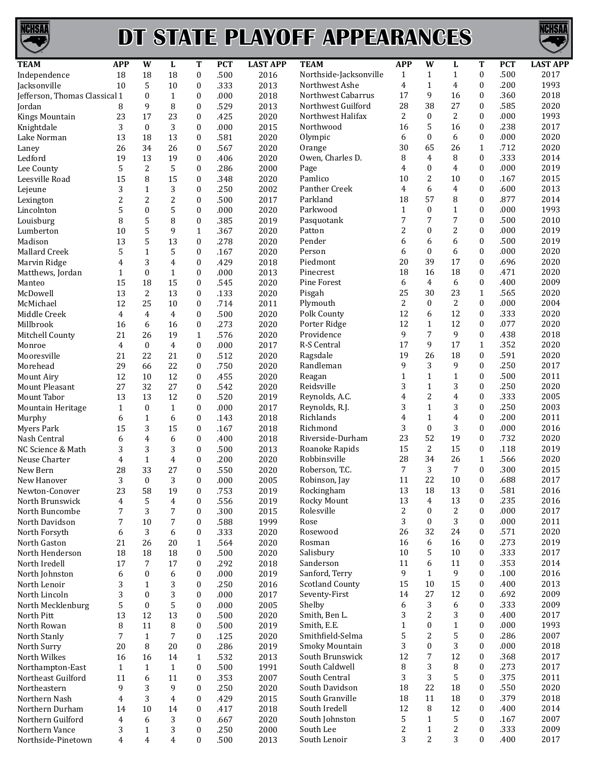# DT STATE PLAYOFF APPEARANCES

| TEAM | APP | W | L | T | PCT | LAST APP |
|---|---|---|---|---|---|---|
| Independence | 18 | 18 | 18 | 0 | .500 | 2016 |
| Jacksonville | 10 | 5 | 10 | 0 | .333 | 2013 |
| Jefferson, Thomas Classical | 1 | 0 | 1 | 0 | .000 | 2018 |
| Jordan | 8 | 9 | 8 | 0 | .529 | 2013 |
| Kings Mountain | 23 | 17 | 23 | 0 | .425 | 2020 |
| Knightdale | 3 | 0 | 3 | 0 | .000 | 2015 |
| Lake Norman | 13 | 18 | 13 | 0 | .581 | 2020 |
| Laney | 26 | 34 | 26 | 0 | .567 | 2020 |
| Ledford | 19 | 13 | 19 | 0 | .406 | 2020 |
| Lee County | 5 | 2 | 5 | 0 | .286 | 2000 |
| Leesville Road | 15 | 8 | 15 | 0 | .348 | 2020 |
| Lejeune | 3 | 1 | 3 | 0 | .250 | 2002 |
| Lexington | 2 | 2 | 2 | 0 | .500 | 2017 |
| Lincolnton | 5 | 0 | 5 | 0 | .000 | 2020 |
| Louisburg | 8 | 5 | 8 | 0 | .385 | 2019 |
| Lumberton | 10 | 5 | 9 | 1 | .367 | 2020 |
| Madison | 13 | 5 | 13 | 0 | .278 | 2020 |
| Mallard Creek | 5 | 1 | 5 | 0 | .167 | 2020 |
| Marvin Ridge | 4 | 3 | 4 | 0 | .429 | 2018 |
| Matthews, Jordan | 1 | 0 | 1 | 0 | .000 | 2013 |
| Manteo | 15 | 18 | 15 | 0 | .545 | 2020 |
| McDowell | 13 | 2 | 13 | 0 | .133 | 2020 |
| McMichael | 12 | 25 | 10 | 0 | .714 | 2011 |
| Middle Creek | 4 | 4 | 4 | 0 | .500 | 2020 |
| Millbrook | 16 | 6 | 16 | 0 | .273 | 2020 |
| Mitchell County | 21 | 26 | 19 | 1 | .576 | 2020 |
| Monroe | 4 | 0 | 4 | 0 | .000 | 2017 |
| Mooresville | 21 | 22 | 21 | 0 | .512 | 2020 |
| Morehead | 29 | 66 | 22 | 0 | .750 | 2020 |
| Mount Airy | 12 | 10 | 12 | 0 | .455 | 2020 |
| Mount Pleasant | 27 | 32 | 27 | 0 | .542 | 2020 |
| Mount Tabor | 13 | 13 | 12 | 0 | .520 | 2019 |
| Mountain Heritage | 1 | 0 | 1 | 0 | .000 | 2017 |
| Murphy | 6 | 1 | 6 | 0 | .143 | 2018 |
| Myers Park | 15 | 3 | 15 | 0 | .167 | 2018 |
| Nash Central | 6 | 4 | 6 | 0 | .400 | 2018 |
| NC Science & Math | 3 | 3 | 3 | 0 | .500 | 2013 |
| Neuse Charter | 4 | 1 | 4 | 0 | .200 | 2020 |
| New Bern | 28 | 33 | 27 | 0 | .550 | 2020 |
| New Hanover | 3 | 0 | 3 | 0 | .000 | 2005 |
| Newton-Conover | 23 | 58 | 19 | 0 | .753 | 2019 |
| North Brunswick | 4 | 5 | 4 | 0 | .556 | 2019 |
| North Buncombe | 7 | 3 | 7 | 0 | .300 | 2015 |
| North Davidson | 7 | 10 | 7 | 0 | .588 | 1999 |
| North Forsyth | 6 | 3 | 6 | 0 | .333 | 2020 |
| North Gaston | 21 | 26 | 20 | 1 | .564 | 2020 |
| North Henderson | 18 | 18 | 18 | 0 | .500 | 2020 |
| North Iredell | 17 | 7 | 17 | 0 | .292 | 2018 |
| North Johnston | 6 | 0 | 6 | 0 | .000 | 2019 |
| North Lenoir | 3 | 1 | 3 | 0 | .250 | 2016 |
| North Lincoln | 3 | 0 | 3 | 0 | .000 | 2017 |
| North Mecklenburg | 5 | 0 | 5 | 0 | .000 | 2005 |
| North Pitt | 13 | 12 | 13 | 0 | .500 | 2020 |
| North Rowan | 8 | 11 | 8 | 0 | .500 | 2019 |
| North Stanly | 7 | 1 | 7 | 0 | .125 | 2020 |
| North Surry | 20 | 8 | 20 | 0 | .286 | 2019 |
| North Wilkes | 16 | 16 | 14 | 1 | .532 | 2013 |
| Northampton-East | 1 | 1 | 1 | 0 | .500 | 1991 |
| Northeast Guilford | 11 | 6 | 11 | 0 | .353 | 2007 |
| Northeastern | 9 | 3 | 9 | 0 | .250 | 2020 |
| Northern Nash | 4 | 3 | 4 | 0 | .429 | 2015 |
| Northern Durham | 14 | 10 | 14 | 0 | .417 | 2018 |
| Northern Guilford | 4 | 6 | 3 | 0 | .667 | 2020 |
| Northern Vance | 3 | 1 | 3 | 0 | .250 | 2000 |
| Northside-Pinetown | 4 | 4 | 4 | 0 | .500 | 2013 |
| Northside-Jacksonville | 1 | 1 | 1 | 0 | .500 | 2017 |
| Northwest Ashe | 4 | 1 | 4 | 0 | .200 | 1993 |
| Northwest Cabarrus | 17 | 9 | 16 | 0 | .360 | 2018 |
| Northwest Guilford | 28 | 38 | 27 | 0 | .585 | 2020 |
| Northwest Halifax | 2 | 0 | 2 | 0 | .000 | 1993 |
| Northwood | 16 | 5 | 16 | 0 | .238 | 2017 |
| Olympic | 6 | 0 | 6 | 0 | .000 | 2020 |
| Orange | 30 | 65 | 26 | 1 | .712 | 2020 |
| Owen, Charles D. | 8 | 4 | 8 | 0 | .333 | 2014 |
| Page | 4 | 0 | 4 | 0 | .000 | 2019 |
| Pamlico | 10 | 2 | 10 | 0 | .167 | 2015 |
| Panther Creek | 4 | 6 | 4 | 0 | .600 | 2013 |
| Parkland | 18 | 57 | 8 | 0 | .877 | 2014 |
| Parkwood | 1 | 0 | 1 | 0 | .000 | 1993 |
| Pasquotank | 7 | 7 | 7 | 0 | .500 | 2010 |
| Patton | 2 | 0 | 2 | 0 | .000 | 2019 |
| Pender | 6 | 6 | 6 | 0 | .500 | 2019 |
| Person | 6 | 0 | 6 | 0 | .000 | 2020 |
| Piedmont | 20 | 39 | 17 | 0 | .696 | 2020 |
| Pinecrest | 18 | 16 | 18 | 0 | .471 | 2020 |
| Pine Forest | 6 | 4 | 6 | 0 | .400 | 2009 |
| Pisgah | 25 | 30 | 23 | 1 | .565 | 2020 |
| Plymouth | 2 | 0 | 2 | 0 | .000 | 2004 |
| Polk County | 12 | 6 | 12 | 0 | .333 | 2020 |
| Porter Ridge | 12 | 1 | 12 | 0 | .077 | 2020 |
| Providence | 9 | 7 | 9 | 0 | .438 | 2018 |
| R-S Central | 17 | 9 | 17 | 1 | .352 | 2020 |
| Ragsdale | 19 | 26 | 18 | 0 | .591 | 2020 |
| Randleman | 9 | 3 | 9 | 0 | .250 | 2017 |
| Reagan | 1 | 1 | 1 | 0 | .500 | 2011 |
| Reidsville | 3 | 1 | 3 | 0 | .250 | 2020 |
| Reynolds, A.C. | 4 | 2 | 4 | 0 | .333 | 2005 |
| Reynolds, R.J. | 3 | 1 | 3 | 0 | .250 | 2003 |
| Richlands | 4 | 1 | 4 | 0 | .200 | 2011 |
| Richmond | 3 | 0 | 3 | 0 | .000 | 2016 |
| Riverside-Durham | 23 | 52 | 19 | 0 | .732 | 2020 |
| Roanoke Rapids | 15 | 2 | 15 | 0 | .118 | 2019 |
| Robbinsville | 28 | 34 | 26 | 1 | .566 | 2020 |
| Roberson, T.C. | 7 | 3 | 7 | 0 | .300 | 2015 |
| Robinson, Jay | 11 | 22 | 10 | 0 | .688 | 2017 |
| Rockingham | 13 | 18 | 13 | 0 | .581 | 2016 |
| Rocky Mount | 13 | 4 | 13 | 0 | .235 | 2016 |
| Rolesville | 2 | 0 | 2 | 0 | .000 | 2017 |
| Rose | 3 | 0 | 3 | 0 | .000 | 2011 |
| Rosewood | 26 | 32 | 24 | 0 | .571 | 2020 |
| Rosman | 16 | 6 | 16 | 0 | .273 | 2019 |
| Salisbury | 10 | 5 | 10 | 0 | .333 | 2017 |
| Sanderson | 11 | 6 | 11 | 0 | .353 | 2014 |
| Sanford, Terry | 9 | 1 | 9 | 0 | .100 | 2016 |
| Scotland County | 15 | 10 | 15 | 0 | .400 | 2013 |
| Seventy-First | 14 | 27 | 12 | 0 | .692 | 2009 |
| Shelby | 6 | 3 | 6 | 0 | .333 | 2009 |
| Smith, Ben L. | 3 | 2 | 3 | 0 | .400 | 2017 |
| Smith, E.E. | 1 | 0 | 1 | 0 | .000 | 1993 |
| Smithfield-Selma | 5 | 2 | 5 | 0 | .286 | 2007 |
| Smoky Mountain | 3 | 0 | 3 | 0 | .000 | 2018 |
| South Brunswick | 12 | 7 | 12 | 0 | .368 | 2017 |
| South Caldwell | 8 | 3 | 8 | 0 | .273 | 2017 |
| South Central | 3 | 3 | 5 | 0 | .375 | 2011 |
| South Davidson | 18 | 22 | 18 | 0 | .550 | 2020 |
| South Granville | 18 | 11 | 18 | 0 | .379 | 2018 |
| South Iredell | 12 | 8 | 12 | 0 | .400 | 2014 |
| South Johnston | 5 | 1 | 5 | 0 | .167 | 2007 |
| South Lee | 2 | 1 | 2 | 0 | .333 | 2009 |
| South Lenoir | 3 | 2 | 3 | 0 | .400 | 2017 |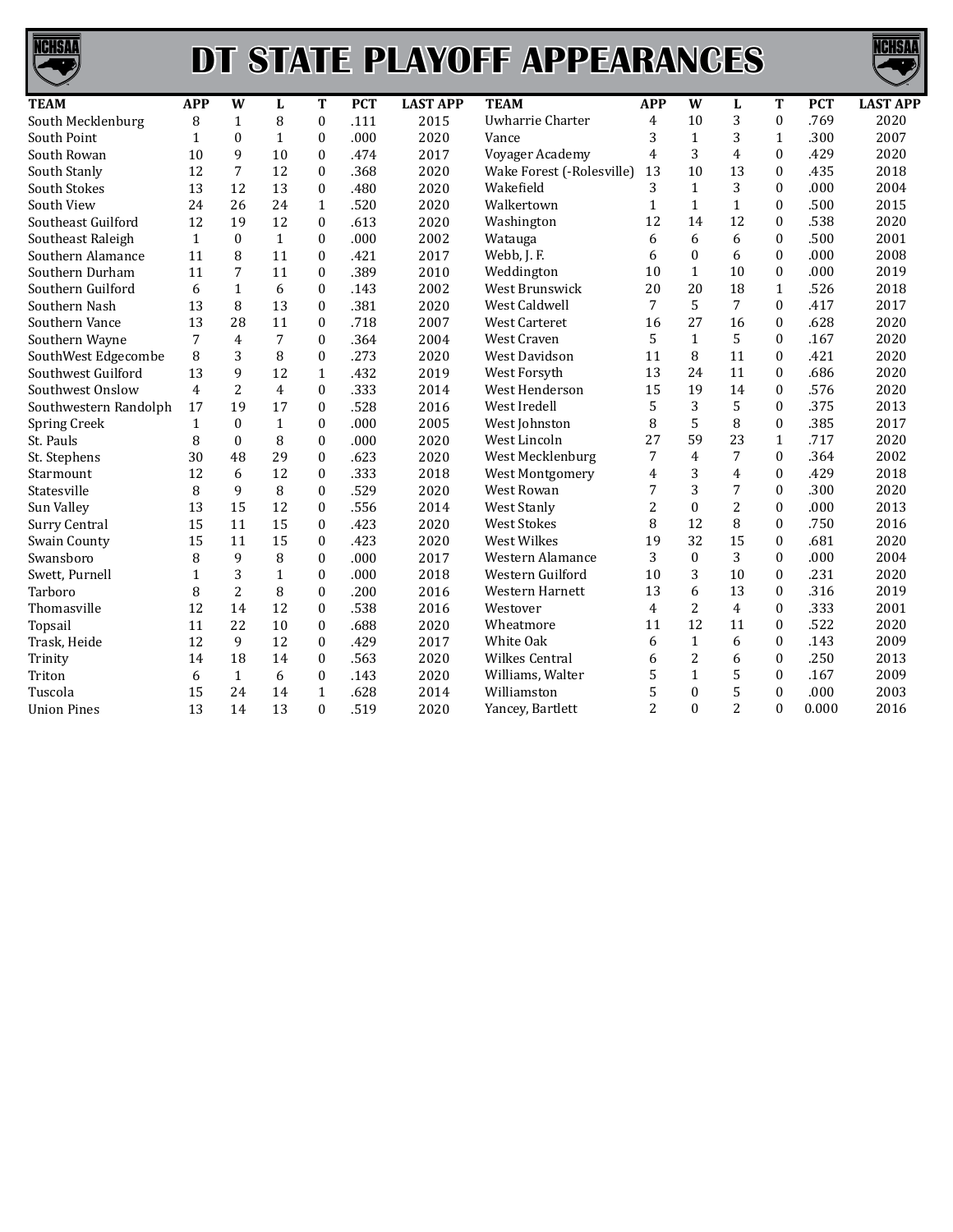# DT STATE PLAYOFF APPEARANCES

| TEAM | APP | W | L | T | PCT | LAST APP |
|---|---|---|---|---|---|---|
| South Mecklenburg | 8 | 1 | 8 | 0 | .111 | 2015 |
| South Point | 1 | 0 | 1 | 0 | .000 | 2020 |
| South Rowan | 10 | 9 | 10 | 0 | .474 | 2017 |
| South Stanly | 12 | 7 | 12 | 0 | .368 | 2020 |
| South Stokes | 13 | 12 | 13 | 0 | .480 | 2020 |
| South View | 24 | 26 | 24 | 1 | .520 | 2020 |
| Southeast Guilford | 12 | 19 | 12 | 0 | .613 | 2020 |
| Southeast Raleigh | 1 | 0 | 1 | 0 | .000 | 2002 |
| Southern Alamance | 11 | 8 | 11 | 0 | .421 | 2017 |
| Southern Durham | 11 | 7 | 11 | 0 | .389 | 2010 |
| Southern Guilford | 6 | 1 | 6 | 0 | .143 | 2002 |
| Southern Nash | 13 | 8 | 13 | 0 | .381 | 2020 |
| Southern Vance | 13 | 28 | 11 | 0 | .718 | 2007 |
| Southern Wayne | 7 | 4 | 7 | 0 | .364 | 2004 |
| SouthWest Edgecombe | 8 | 3 | 8 | 0 | .273 | 2020 |
| Southwest Guilford | 13 | 9 | 12 | 1 | .432 | 2019 |
| Southwest Onslow | 4 | 2 | 4 | 0 | .333 | 2014 |
| Southwestern Randolph | 17 | 19 | 17 | 0 | .528 | 2016 |
| Spring Creek | 1 | 0 | 1 | 0 | .000 | 2005 |
| St. Pauls | 8 | 0 | 8 | 0 | .000 | 2020 |
| St. Stephens | 30 | 48 | 29 | 0 | .623 | 2020 |
| Starmount | 12 | 6 | 12 | 0 | .333 | 2018 |
| Statesville | 8 | 9 | 8 | 0 | .529 | 2020 |
| Sun Valley | 13 | 15 | 12 | 0 | .556 | 2014 |
| Surry Central | 15 | 11 | 15 | 0 | .423 | 2020 |
| Swain County | 15 | 11 | 15 | 0 | .423 | 2020 |
| Swansboro | 8 | 9 | 8 | 0 | .000 | 2017 |
| Swett, Purnell | 1 | 3 | 1 | 0 | .000 | 2018 |
| Tarboro | 8 | 2 | 8 | 0 | .200 | 2016 |
| Thomasville | 12 | 14 | 12 | 0 | .538 | 2016 |
| Topsail | 11 | 22 | 10 | 0 | .688 | 2020 |
| Trask, Heide | 12 | 9 | 12 | 0 | .429 | 2017 |
| Trinity | 14 | 18 | 14 | 0 | .563 | 2020 |
| Triton | 6 | 1 | 6 | 0 | .143 | 2020 |
| Tuscola | 15 | 24 | 14 | 1 | .628 | 2014 |
| Union Pines | 13 | 14 | 13 | 0 | .519 | 2020 |
| Uwharrie Charter | 4 | 10 | 3 | 0 | .769 | 2020 |
| Vance | 3 | 1 | 3 | 1 | .300 | 2007 |
| Voyager Academy | 4 | 3 | 4 | 0 | .429 | 2020 |
| Wake Forest (-Rolesville) | 13 | 10 | 13 | 0 | .435 | 2018 |
| Wakefield | 3 | 1 | 3 | 0 | .000 | 2004 |
| Walkertown | 1 | 1 | 1 | 0 | .500 | 2015 |
| Washington | 12 | 14 | 12 | 0 | .538 | 2020 |
| Watauga | 6 | 6 | 6 | 0 | .500 | 2001 |
| Webb, J. F. | 6 | 0 | 6 | 0 | .000 | 2008 |
| Weddington | 10 | 1 | 10 | 0 | .000 | 2019 |
| West Brunswick | 20 | 20 | 18 | 1 | .526 | 2018 |
| West Caldwell | 7 | 5 | 7 | 0 | .417 | 2017 |
| West Carteret | 16 | 27 | 16 | 0 | .628 | 2020 |
| West Craven | 5 | 1 | 5 | 0 | .167 | 2020 |
| West Davidson | 11 | 8 | 11 | 0 | .421 | 2020 |
| West Forsyth | 13 | 24 | 11 | 0 | .686 | 2020 |
| West Henderson | 15 | 19 | 14 | 0 | .576 | 2020 |
| West Iredell | 5 | 3 | 5 | 0 | .375 | 2013 |
| West Johnston | 8 | 5 | 8 | 0 | .385 | 2017 |
| West Lincoln | 27 | 59 | 23 | 1 | .717 | 2020 |
| West Mecklenburg | 7 | 4 | 7 | 0 | .364 | 2002 |
| West Montgomery | 4 | 3 | 4 | 0 | .429 | 2018 |
| West Rowan | 7 | 3 | 7 | 0 | .300 | 2020 |
| West Stanly | 2 | 0 | 2 | 0 | .000 | 2013 |
| West Stokes | 8 | 12 | 8 | 0 | .750 | 2016 |
| West Wilkes | 19 | 32 | 15 | 0 | .681 | 2020 |
| Western Alamance | 3 | 0 | 3 | 0 | .000 | 2004 |
| Western Guilford | 10 | 3 | 10 | 0 | .231 | 2020 |
| Western Harnett | 13 | 6 | 13 | 0 | .316 | 2019 |
| Westover | 4 | 2 | 4 | 0 | .333 | 2001 |
| Wheatmore | 11 | 12 | 11 | 0 | .522 | 2020 |
| White Oak | 6 | 1 | 6 | 0 | .143 | 2009 |
| Wilkes Central | 6 | 2 | 6 | 0 | .250 | 2013 |
| Williams, Walter | 5 | 1 | 5 | 0 | .167 | 2009 |
| Williamston | 5 | 0 | 5 | 0 | .000 | 2003 |
| Yancey, Bartlett | 2 | 0 | 2 | 0 | 0.000 | 2016 |